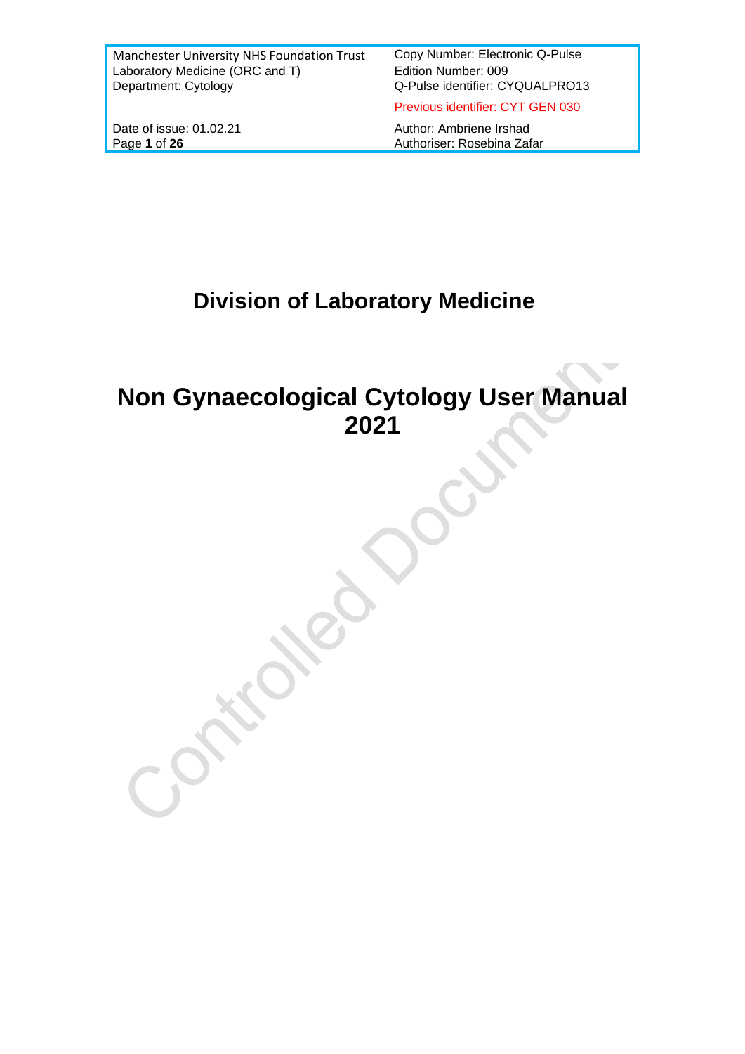| Manchester University NHS Foundation Trust<br>Laboratory Medicine (ORC and T)<br>Department: Cytology | Copy Number: Electronic Q-Pulse<br>Edition Number: 009<br>Q-Pulse identifier: CYQUALPRO13<br>Previous identifier: CYT GEN 030 |
|---|---|
| Date of issue: 01.02.21 | Author: Ambriene Irshad<br>Authoriser: Rosebina Zafar |

# Division of Laboratory Medicine

# Non Gynaecological Cytology User Manual 2021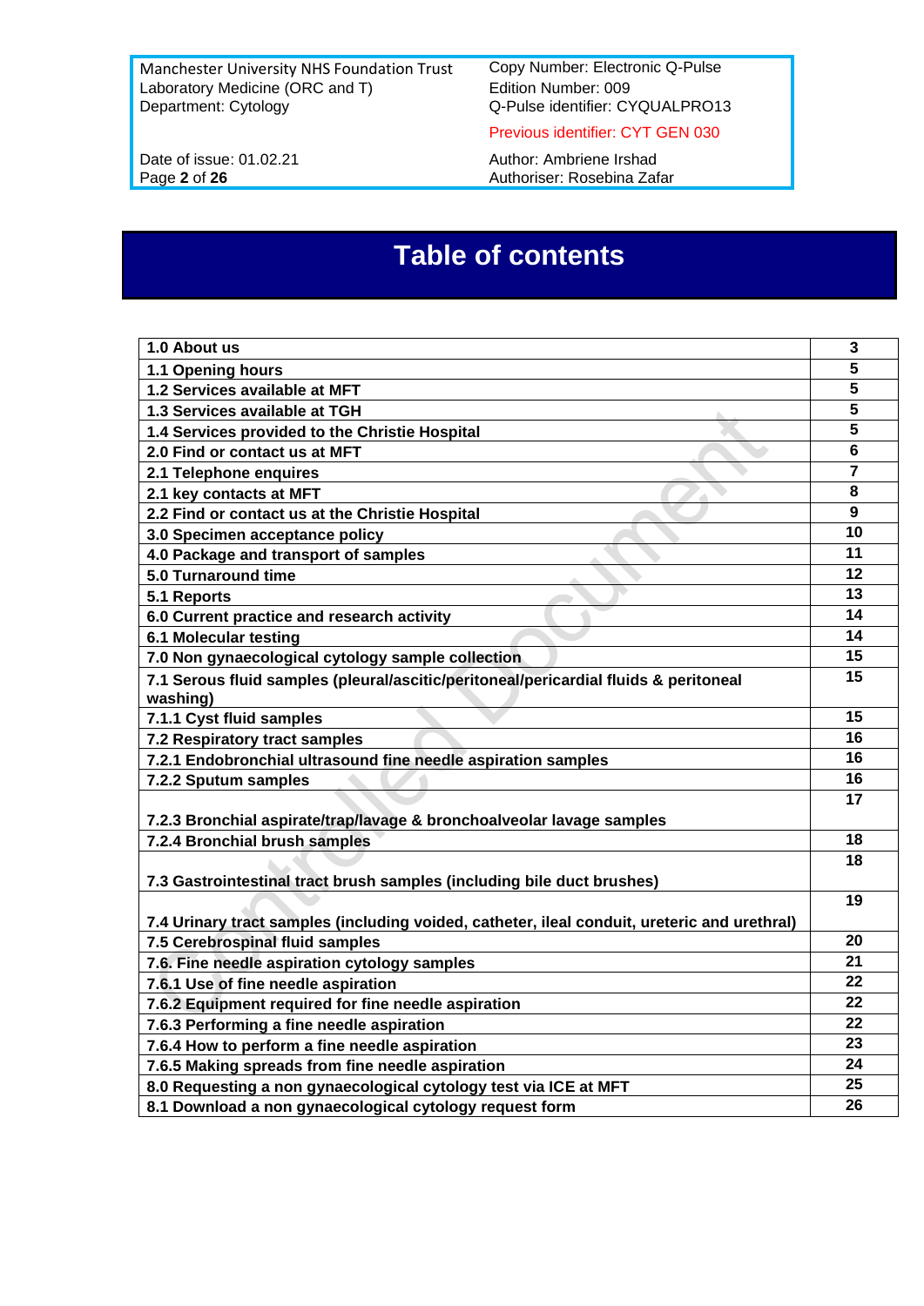# Table of contents

| 1.0 About us | 3 |
|---|---|
| 1.1 Opening hours | 5 |
| 1.2 Services available at MFT | 5 |
| 1.3 Services available at TGH | 5 |
| 1.4 Services provided to the Christie Hospital | 5 |
| 2.0 Find or contact us at MFT | 6 |
| 2.1 Telephone enquires | 7 |
| 2.1 key contacts at MFT | 8 |
| 2.2 Find or contact us at the Christie Hospital | 9 |
| 3.0 Specimen acceptance policy | 10 |
| 4.0 Package and transport of samples | 11 |
| 5.0 Turnaround time | 12 |
| 5.1 Reports | 13 |
| 6.0 Current practice and research activity | 14 |
| 6.1 Molecular testing | 14 |
| 7.0 Non gynaecological cytology sample collection | 15 |
| 7.1 Serous fluid samples (pleural/ascitic/peritoneal/pericardial fluids & peritoneal washing) | 15 |
| 7.1.1 Cyst fluid samples | 15 |
| 7.2 Respiratory tract samples | 16 |
| 7.2.1 Endobronchial ultrasound fine needle aspiration samples | 16 |
| 7.2.2 Sputum samples | 16 |
| 7.2.3 Bronchial aspirate/trap/lavage & bronchoalveolar lavage samples | 17 |
| 7.2.4 Bronchial brush samples | 18 |
| 7.3 Gastrointestinal tract brush samples (including bile duct brushes) | 18 |
| 7.4 Urinary tract samples (including voided, catheter, ileal conduit, ureteric and urethral) | 19 |
| 7.5 Cerebrospinal fluid samples | 20 |
| 7.6. Fine needle aspiration cytology samples | 21 |
| 7.6.1 Use of fine needle aspiration | 22 |
| 7.6.2 Equipment required for fine needle aspiration | 22 |
| 7.6.3 Performing a fine needle aspiration | 22 |
| 7.6.4 How to perform a fine needle aspiration | 23 |
| 7.6.5 Making spreads from fine needle aspiration | 24 |
| 8.0 Requesting a non gynaecological cytology test via ICE at MFT | 25 |
| 8.1 Download a non gynaecological cytology request form | 26 |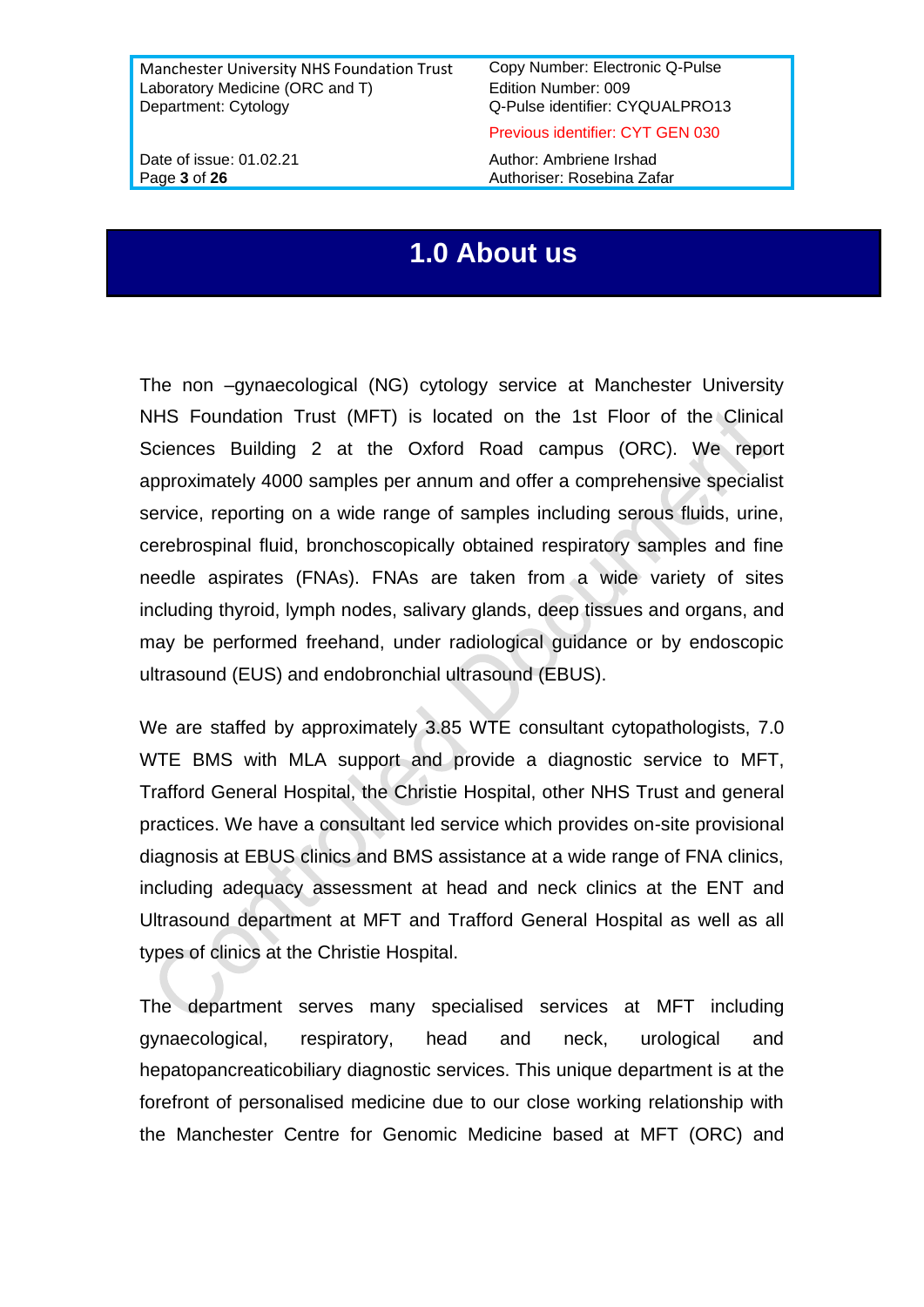# 1.0 About us

The non –gynaecological (NG) cytology service at Manchester University NHS Foundation Trust (MFT) is located on the 1st Floor of the Clinical Sciences Building 2 at the Oxford Road campus (ORC). We report approximately 4000 samples per annum and offer a comprehensive specialist service, reporting on a wide range of samples including serous fluids, urine, cerebrospinal fluid, bronchoscopically obtained respiratory samples and fine needle aspirates (FNAs). FNAs are taken from a wide variety of sites including thyroid, lymph nodes, salivary glands, deep tissues and organs, and may be performed freehand, under radiological guidance or by endoscopic ultrasound (EUS) and endobronchial ultrasound (EBUS).

We are staffed by approximately 3.85 WTE consultant cytopathologists, 7.0 WTE BMS with MLA support and provide a diagnostic service to MFT, Trafford General Hospital, the Christie Hospital, other NHS Trust and general practices. We have a consultant led service which provides on-site provisional diagnosis at EBUS clinics and BMS assistance at a wide range of FNA clinics, including adequacy assessment at head and neck clinics at the ENT and Ultrasound department at MFT and Trafford General Hospital as well as all types of clinics at the Christie Hospital.

The department serves many specialised services at MFT including gynaecological, respiratory, head and neck, urological and hepatopancreaticobiliary diagnostic services. This unique department is at the forefront of personalised medicine due to our close working relationship with the Manchester Centre for Genomic Medicine based at MFT (ORC) and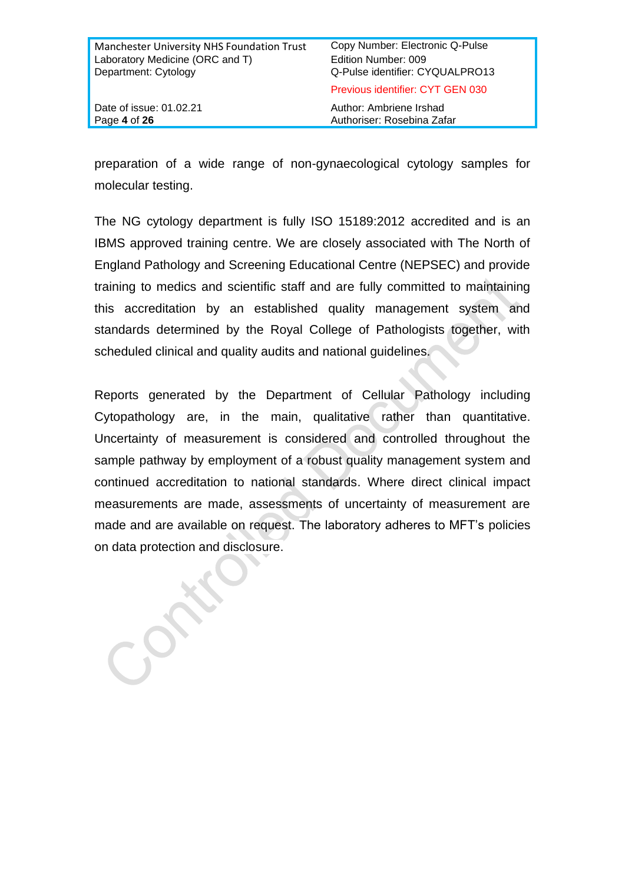preparation of a wide range of non-gynaecological cytology samples for molecular testing.

The NG cytology department is fully ISO 15189:2012 accredited and is an IBMS approved training centre. We are closely associated with The North of England Pathology and Screening Educational Centre (NEPSEC) and provide training to medics and scientific staff and are fully committed to maintaining this accreditation by an established quality management system and standards determined by the Royal College of Pathologists together, with scheduled clinical and quality audits and national guidelines.

Reports generated by the Department of Cellular Pathology including Cytopathology are, in the main, qualitative rather than quantitative. Uncertainty of measurement is considered and controlled throughout the sample pathway by employment of a robust quality management system and continued accreditation to national standards. Where direct clinical impact measurements are made, assessments of uncertainty of measurement are made and are available on request. The laboratory adheres to MFT's policies on data protection and disclosure.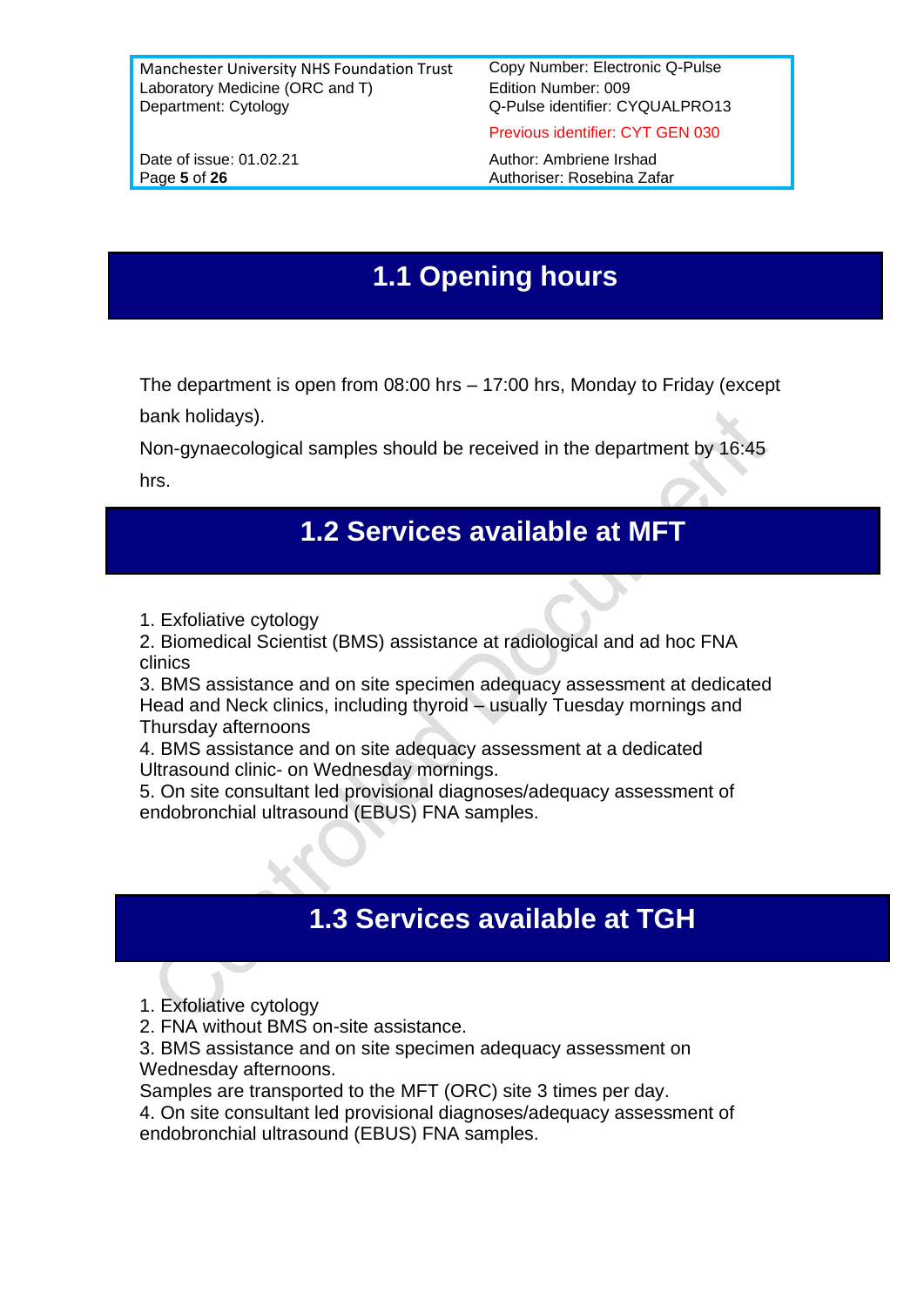## 1.1 Opening hours

The department is open from 08:00 hrs – 17:00 hrs, Monday to Friday (except bank holidays).

Non-gynaecological samples should be received in the department by 16:45 hrs.

## 1.2 Services available at MFT

1. Exfoliative cytology
2. Biomedical Scientist (BMS) assistance at radiological and ad hoc FNA clinics
3. BMS assistance and on site specimen adequacy assessment at dedicated Head and Neck clinics, including thyroid – usually Tuesday mornings and Thursday afternoons
4. BMS assistance and on site adequacy assessment at a dedicated Ultrasound clinic- on Wednesday mornings.
5. On site consultant led provisional diagnoses/adequacy assessment of endobronchial ultrasound (EBUS) FNA samples.

## 1.3 Services available at TGH

1. Exfoliative cytology
2. FNA without BMS on-site assistance.
3. BMS assistance and on site specimen adequacy assessment on Wednesday afternoons.
   Samples are transported to the MFT (ORC) site 3 times per day.
4. On site consultant led provisional diagnoses/adequacy assessment of endobronchial ultrasound (EBUS) FNA samples.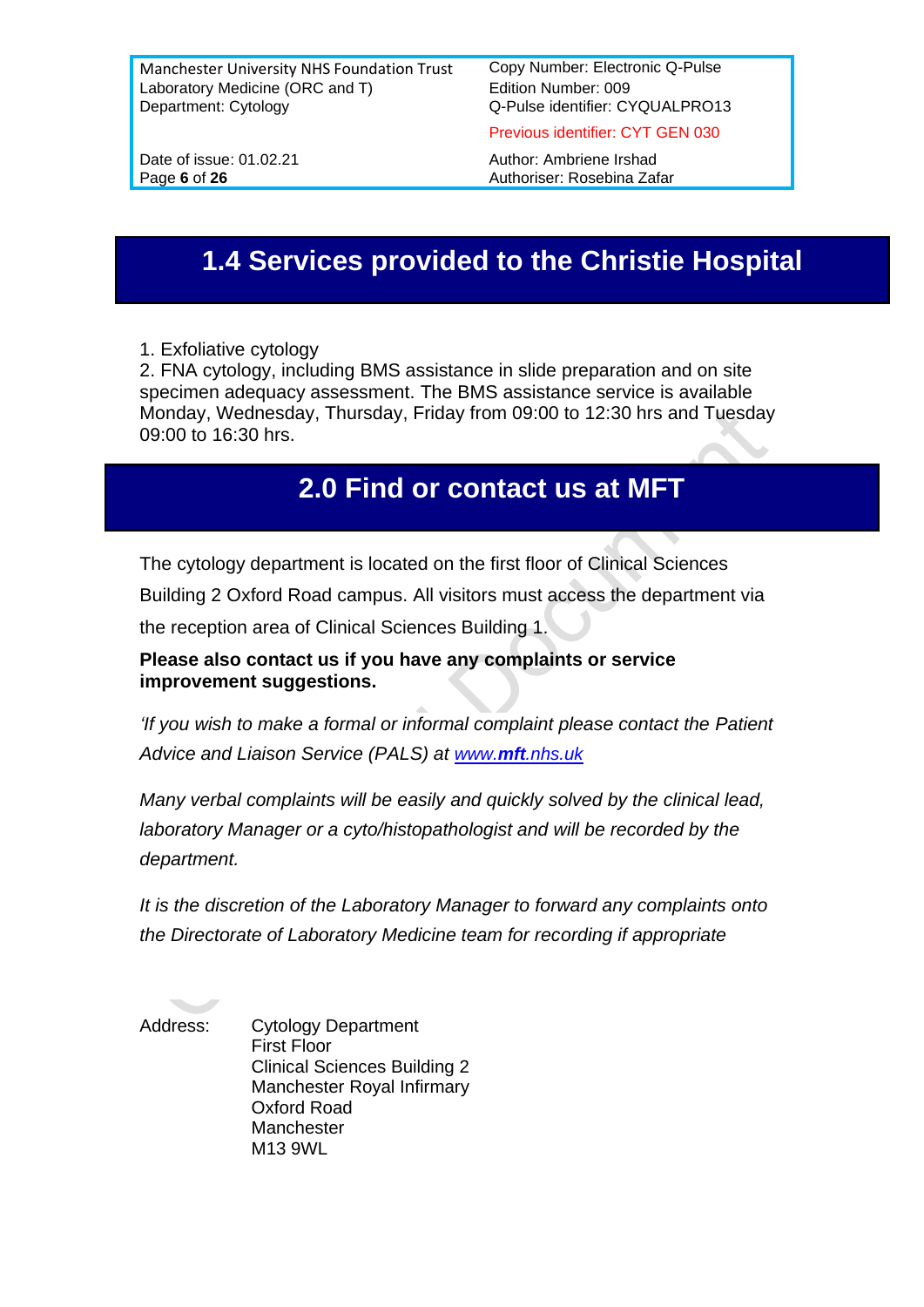## 1.4 Services provided to the Christie Hospital

1. Exfoliative cytology
2. FNA cytology, including BMS assistance in slide preparation and on site specimen adequacy assessment. The BMS assistance service is available Monday, Wednesday, Thursday, Friday from 09:00 to 12:30 hrs and Tuesday 09:00 to 16:30 hrs.

## 2.0 Find or contact us at MFT

The cytology department is located on the first floor of Clinical Sciences Building 2 Oxford Road campus. All visitors must access the department via the reception area of Clinical Sciences Building 1.

**Please also contact us if you have any complaints or service improvement suggestions.**

*'If you wish to make a formal or informal complaint please contact the Patient Advice and Liaison Service (PALS) at [www.**mft**.nhs.uk](http://www.mft.nhs.uk)*

*Many verbal complaints will be easily and quickly solved by the clinical lead, laboratory Manager or a cyto/histopathologist and will be recorded by the department.*

*It is the discretion of the Laboratory Manager to forward any complaints onto the Directorate of Laboratory Medicine team for recording if appropriate*

Address:
Cytology Department
First Floor
Clinical Sciences Building 2
Manchester Royal Infirmary
Oxford Road
Manchester
M13 9WL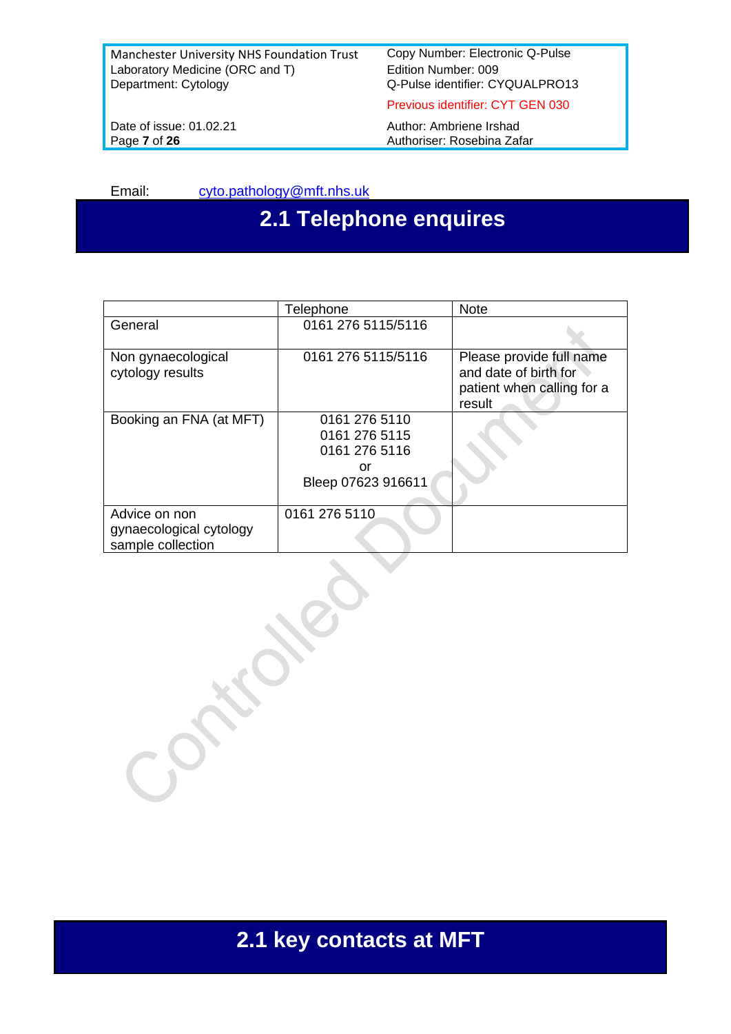Email: cyto.pathology@mft.nhs.uk

## 2.1 Telephone enquires

| | Telephone | Note |
|---|---|---|
| General | 0161 276 5115/5116 | |
| Non gynaecological cytology results | 0161 276 5115/5116 | Please provide full name and date of birth for patient when calling for a result |
| Booking an FNA (at MFT) | 0161 276 5110<br>0161 276 5115<br>0161 276 5116<br>or<br>Bleep 07623 916611 | |
| Advice on non gynaecological cytology sample collection | 0161 276 5110 | |

## 2.1 key contacts at MFT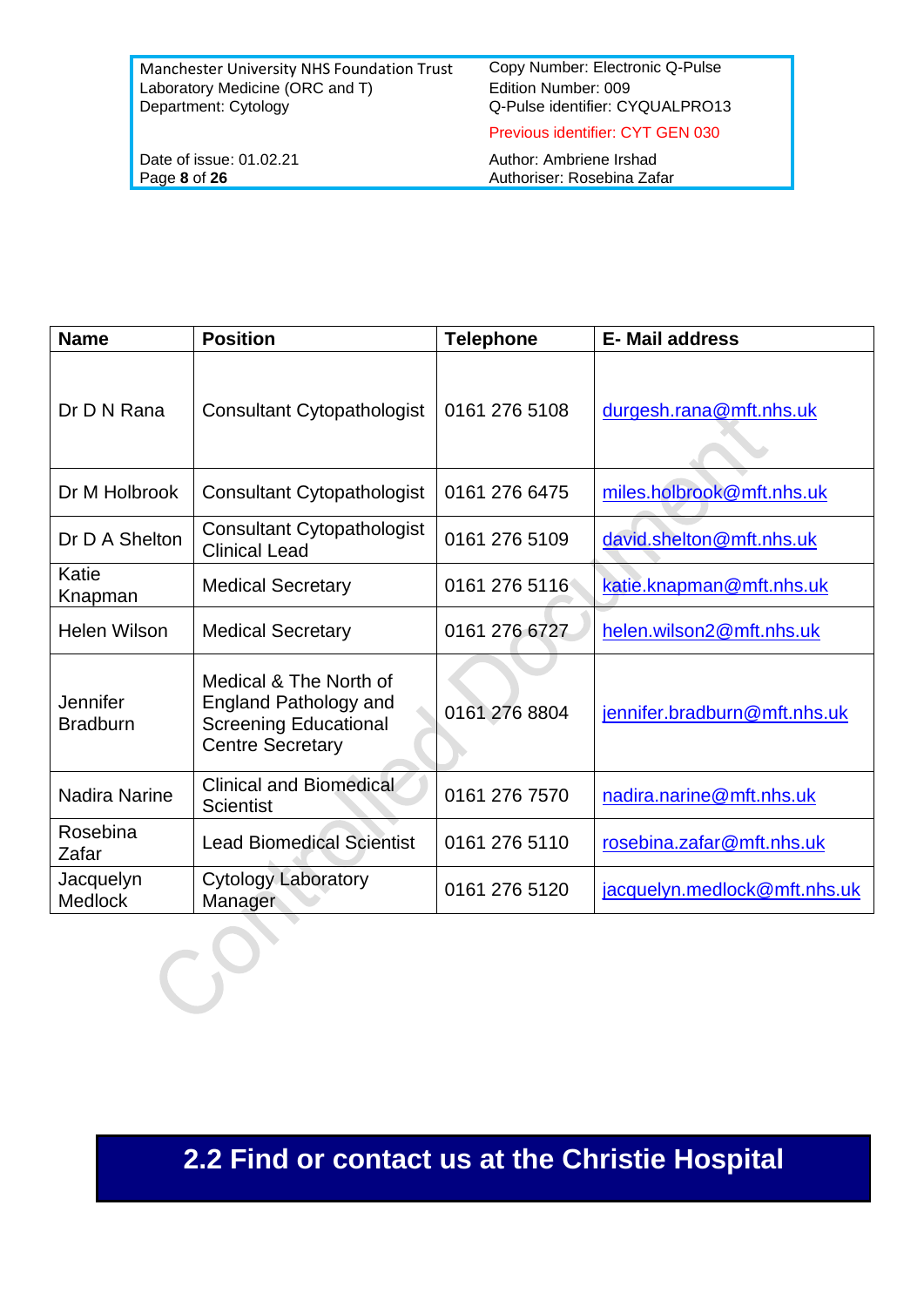| Name | Position | Telephone | E- Mail address |
|---|---|---|---|
| Dr D N Rana | Consultant Cytopathologist | 0161 276 5108 | durgesh.rana@mft.nhs.uk |
| Dr M Holbrook | Consultant Cytopathologist | 0161 276 6475 | miles.holbrook@mft.nhs.uk |
| Dr D A Shelton | Consultant Cytopathologist Clinical Lead | 0161 276 5109 | david.shelton@mft.nhs.uk |
| Katie Knapman | Medical Secretary | 0161 276 5116 | katie.knapman@mft.nhs.uk |
| Helen Wilson | Medical Secretary | 0161 276 6727 | helen.wilson2@mft.nhs.uk |
| Jennifer Bradburn | Medical & The North of England Pathology and Screening Educational Centre Secretary | 0161 276 8804 | jennifer.bradburn@mft.nhs.uk |
| Nadira Narine | Clinical and Biomedical Scientist | 0161 276 7570 | nadira.narine@mft.nhs.uk |
| Rosebina Zafar | Lead Biomedical Scientist | 0161 276 5110 | rosebina.zafar@mft.nhs.uk |
| Jacquelyn Medlock | Cytology Laboratory Manager | 0161 276 5120 | jacquelyn.medlock@mft.nhs.uk |

## 2.2 Find or contact us at the Christie Hospital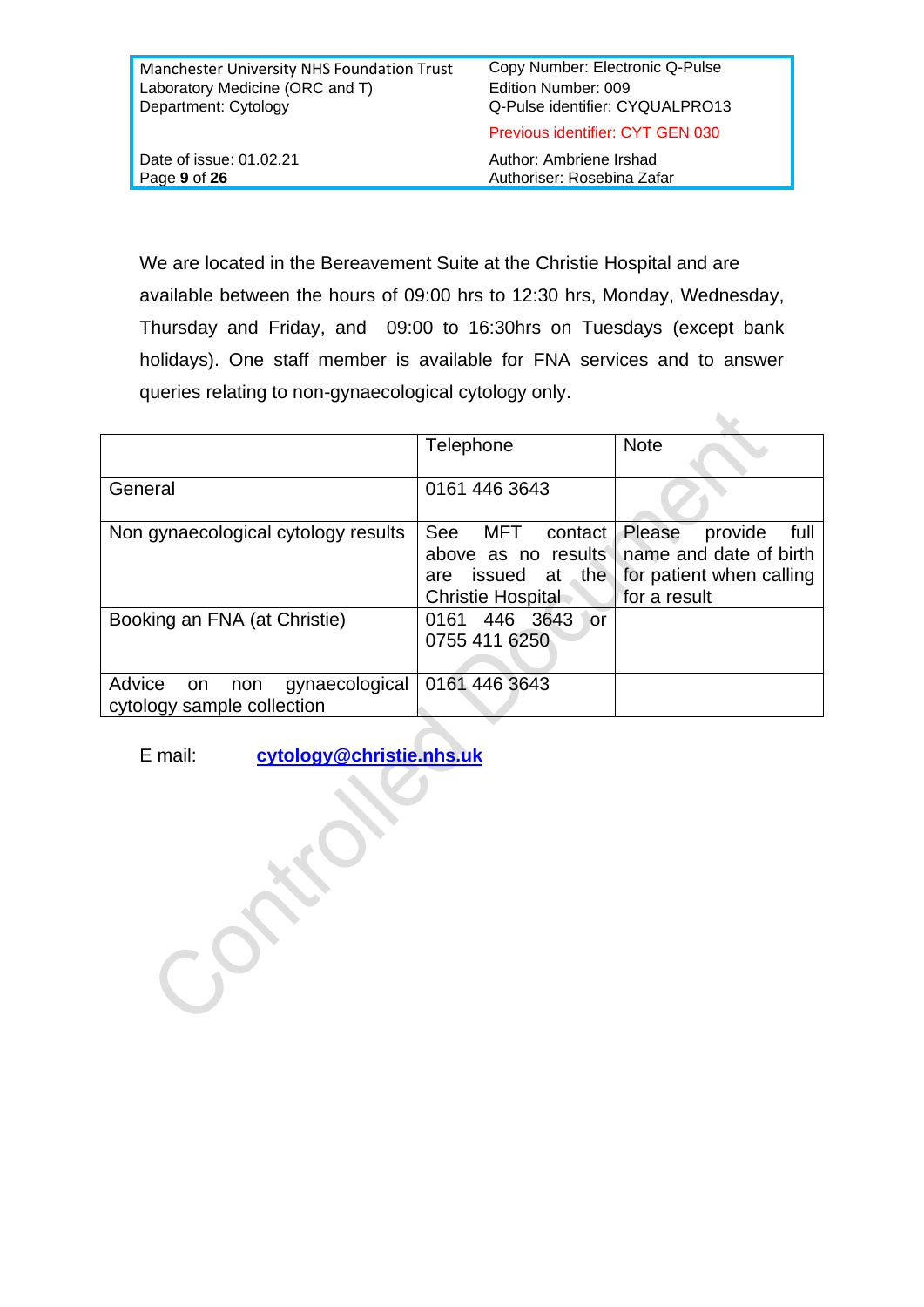We are located in the Bereavement Suite at the Christie Hospital and are available between the hours of 09:00 hrs to 12:30 hrs, Monday, Wednesday, Thursday and Friday, and 09:00 to 16:30hrs on Tuesdays (except bank holidays). One staff member is available for FNA services and to answer queries relating to non-gynaecological cytology only.

| | Telephone | Note |
|---|---|---|
| General | 0161 446 3643 | |
| Non gynaecological cytology results | See MFT contact above as no results are issued at the Christie Hospital | Please provide full name and date of birth for patient when calling for a result |
| Booking an FNA (at Christie) | 0161 446 3643 or 0755 411 6250 | |
| Advice on non gynaecological cytology sample collection | 0161 446 3643 | |

E mail: **cytology@christie.nhs.uk**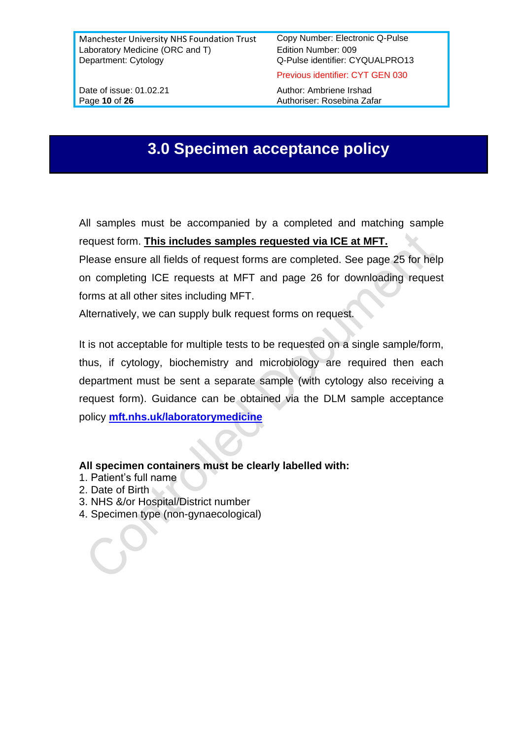# 3.0 Specimen acceptance policy

All samples must be accompanied by a completed and matching sample request form. **This includes samples requested via ICE at MFT.**
Please ensure all fields of request forms are completed. See page 25 for help on completing ICE requests at MFT and page 26 for downloading request forms at all other sites including MFT.
Alternatively, we can supply bulk request forms on request.

It is not acceptable for multiple tests to be requested on a single sample/form, thus, if cytology, biochemistry and microbiology are required then each department must be sent a separate sample (with cytology also receiving a request form). Guidance can be obtained via the DLM sample acceptance policy **mft.nhs.uk/laboratorymedicine**

**All specimen containers must be clearly labelled with:**

1. Patient's full name
2. Date of Birth
3. NHS &/or Hospital/District number
4. Specimen type (non-gynaecological)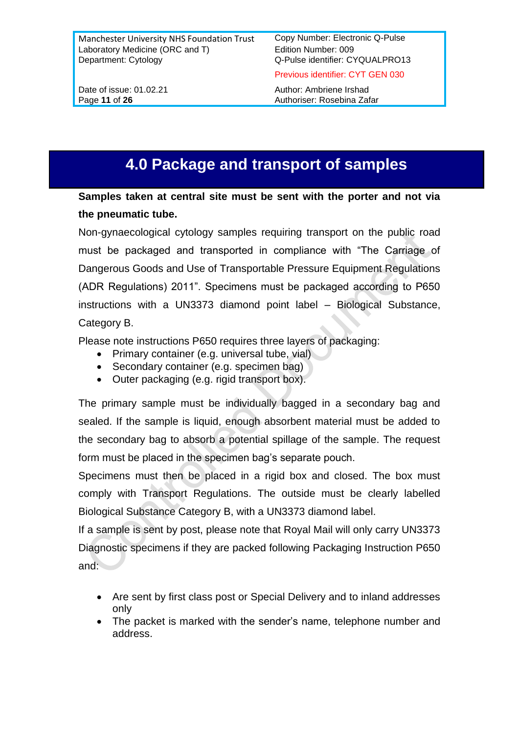# 4.0 Package and transport of samples

**Samples taken at central site must be sent with the porter and not via the pneumatic tube.**

Non-gynaecological cytology samples requiring transport on the public road must be packaged and transported in compliance with "The Carriage of Dangerous Goods and Use of Transportable Pressure Equipment Regulations (ADR Regulations) 2011". Specimens must be packaged according to P650 instructions with a UN3373 diamond point label – Biological Substance, Category B.

Please note instructions P650 requires three layers of packaging:

- Primary container (e.g. universal tube, vial)
- Secondary container (e.g. specimen bag)
- Outer packaging (e.g. rigid transport box).

The primary sample must be individually bagged in a secondary bag and sealed. If the sample is liquid, enough absorbent material must be added to the secondary bag to absorb a potential spillage of the sample. The request form must be placed in the specimen bag's separate pouch.

Specimens must then be placed in a rigid box and closed. The box must comply with Transport Regulations. The outside must be clearly labelled Biological Substance Category B, with a UN3373 diamond label.

If a sample is sent by post, please note that Royal Mail will only carry UN3373 Diagnostic specimens if they are packed following Packaging Instruction P650 and:

- Are sent by first class post or Special Delivery and to inland addresses only
- The packet is marked with the sender's name, telephone number and address.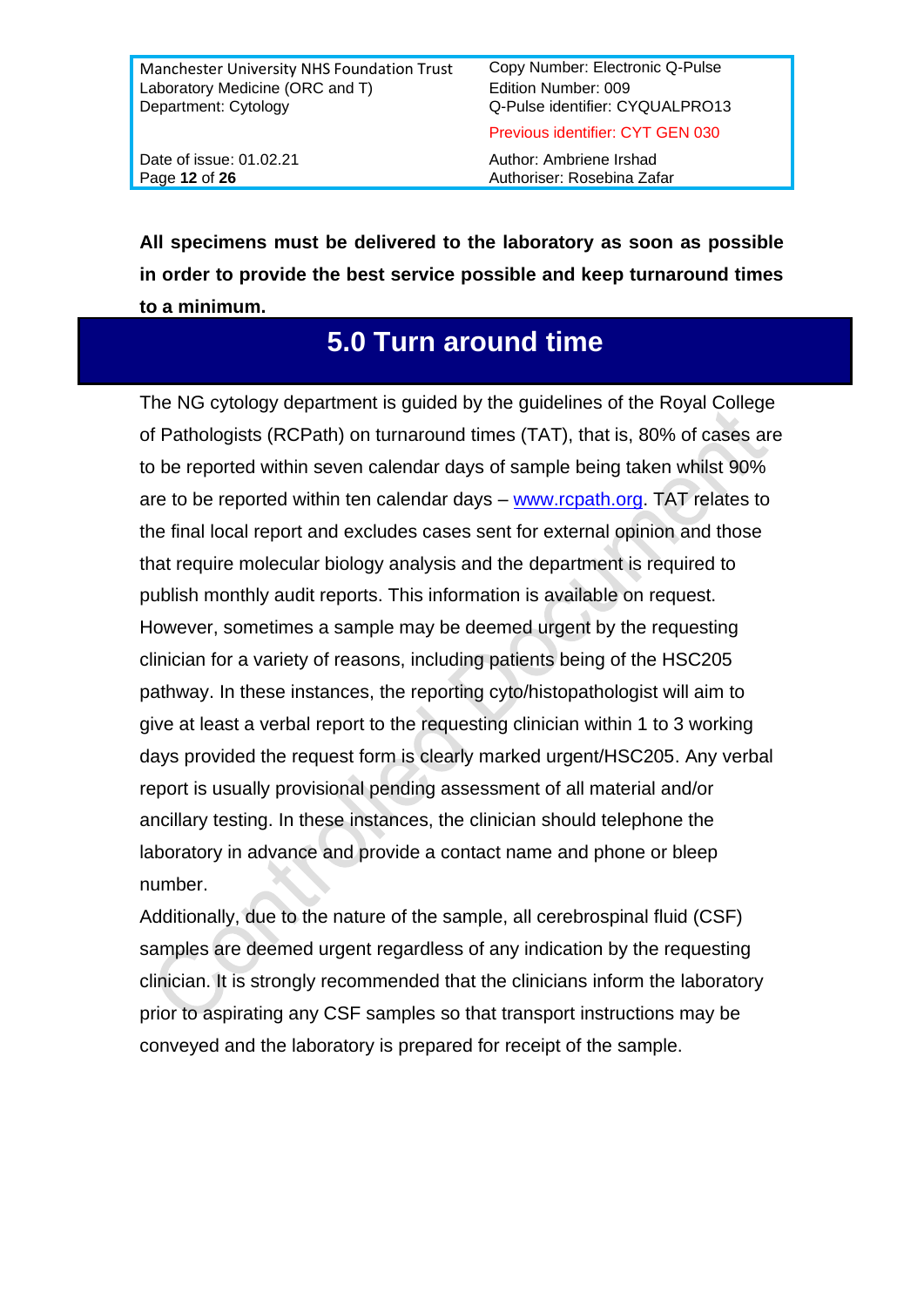**All specimens must be delivered to the laboratory as soon as possible in order to provide the best service possible and keep turnaround times to a minimum.**

# 5.0 Turn around time

The NG cytology department is guided by the guidelines of the Royal College of Pathologists (RCPath) on turnaround times (TAT), that is, 80% of cases are to be reported within seven calendar days of sample being taken whilst 90% are to be reported within ten calendar days – www.rcpath.org. TAT relates to the final local report and excludes cases sent for external opinion and those that require molecular biology analysis and the department is required to publish monthly audit reports. This information is available on request. However, sometimes a sample may be deemed urgent by the requesting clinician for a variety of reasons, including patients being of the HSC205 pathway. In these instances, the reporting cyto/histopathologist will aim to give at least a verbal report to the requesting clinician within 1 to 3 working days provided the request form is clearly marked urgent/HSC205. Any verbal report is usually provisional pending assessment of all material and/or ancillary testing. In these instances, the clinician should telephone the laboratory in advance and provide a contact name and phone or bleep number.

Additionally, due to the nature of the sample, all cerebrospinal fluid (CSF) samples are deemed urgent regardless of any indication by the requesting clinician. It is strongly recommended that the clinicians inform the laboratory prior to aspirating any CSF samples so that transport instructions may be conveyed and the laboratory is prepared for receipt of the sample.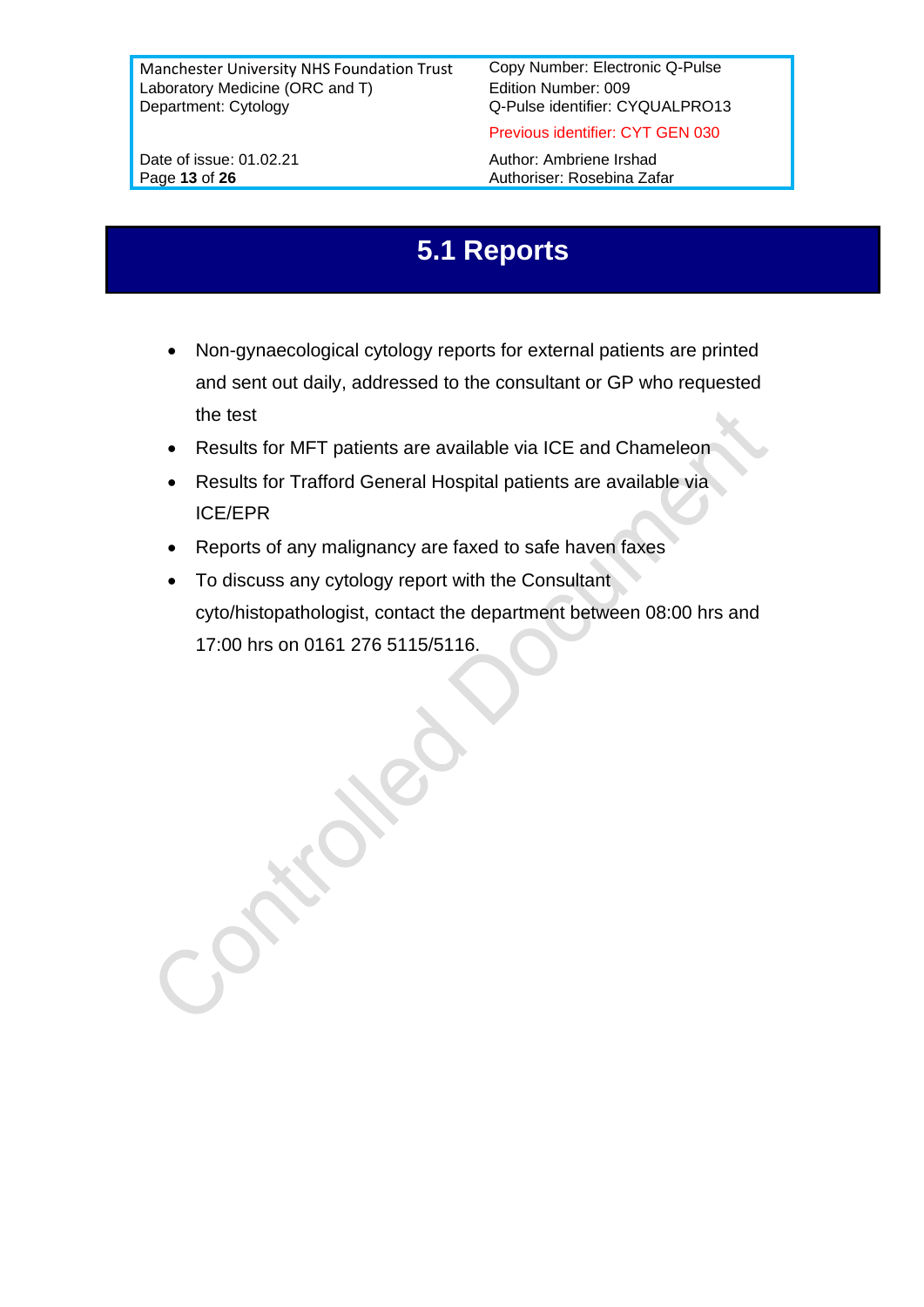# 5.1 Reports

- Non-gynaecological cytology reports for external patients are printed and sent out daily, addressed to the consultant or GP who requested the test
- Results for MFT patients are available via ICE and Chameleon
- Results for Trafford General Hospital patients are available via ICE/EPR
- Reports of any malignancy are faxed to safe haven faxes
- To discuss any cytology report with the Consultant cyto/histopathologist, contact the department between 08:00 hrs and 17:00 hrs on 0161 276 5115/5116.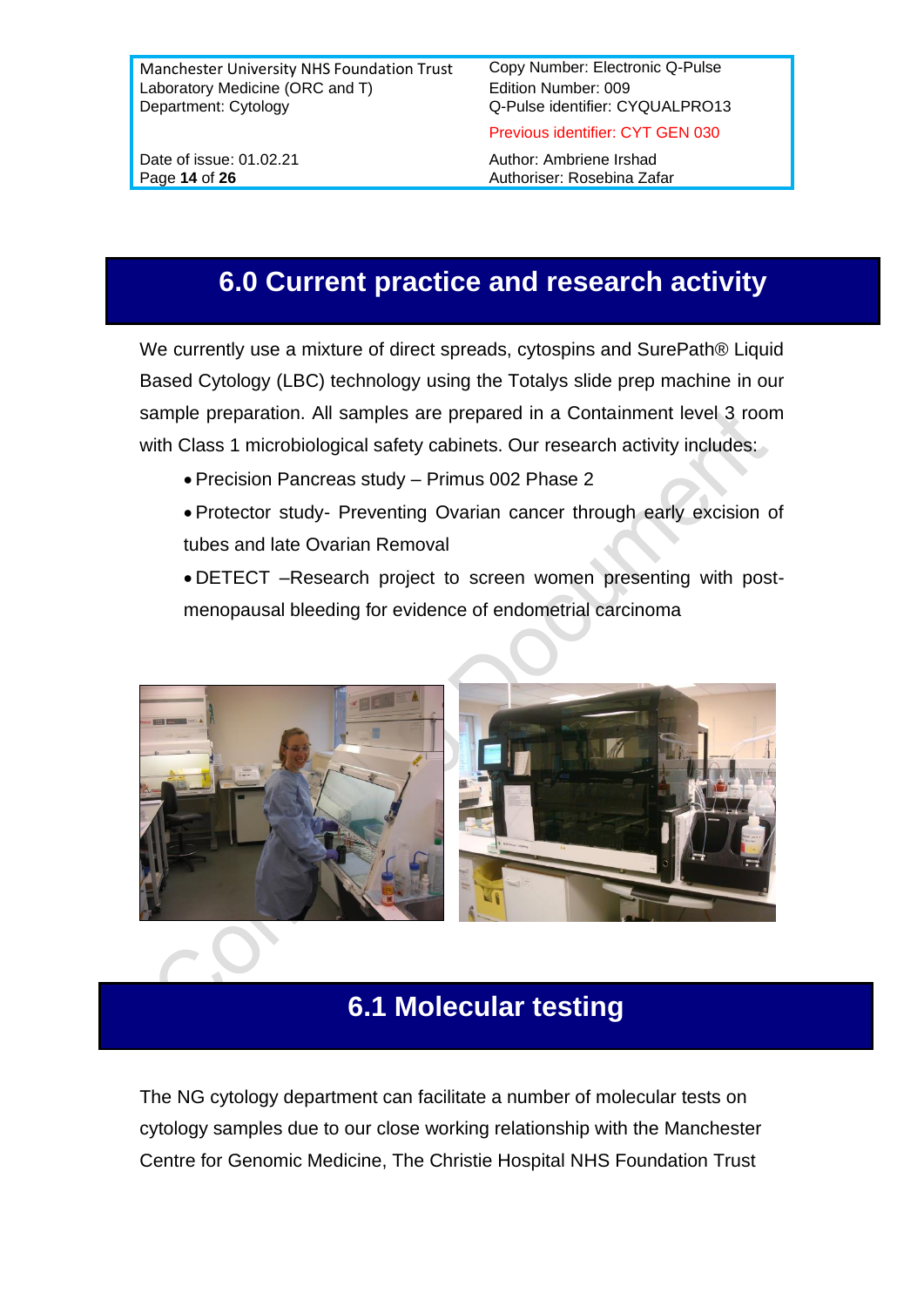# 6.0 Current practice and research activity

We currently use a mixture of direct spreads, cytospins and SurePath® Liquid Based Cytology (LBC) technology using the Totalys slide prep machine in our sample preparation. All samples are prepared in a Containment level 3 room with Class 1 microbiological safety cabinets. Our research activity includes:

- Precision Pancreas study – Primus 002 Phase 2
- Protector study- Preventing Ovarian cancer through early excision of tubes and late Ovarian Removal
- DETECT –Research project to screen women presenting with post-menopausal bleeding for evidence of endometrial carcinoma

## 6.1 Molecular testing

The NG cytology department can facilitate a number of molecular tests on cytology samples due to our close working relationship with the Manchester Centre for Genomic Medicine, The Christie Hospital NHS Foundation Trust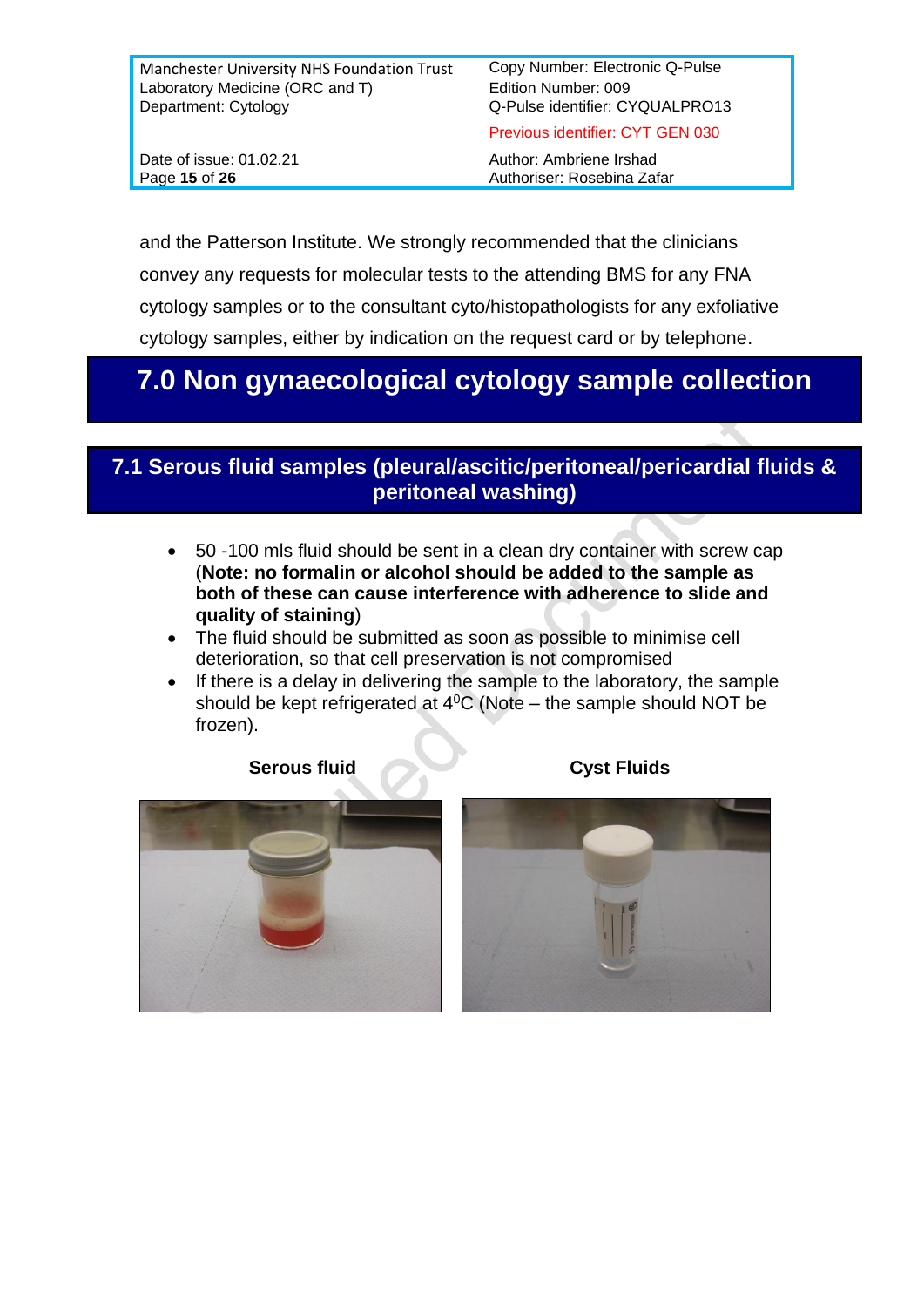and the Patterson Institute. We strongly recommended that the clinicians convey any requests for molecular tests to the attending BMS for any FNA cytology samples or to the consultant cyto/histopathologists for any exfoliative cytology samples, either by indication on the request card or by telephone.

# 7.0 Non gynaecological cytology sample collection

## 7.1 Serous fluid samples (pleural/ascitic/peritoneal/pericardial fluids & peritoneal washing)

- 50 -100 mls fluid should be sent in a clean dry container with screw cap (**Note: no formalin or alcohol should be added to the sample as both of these can cause interference with adherence to slide and quality of staining**)
- The fluid should be submitted as soon as possible to minimise cell deterioration, so that cell preservation is not compromised
- If there is a delay in delivering the sample to the laboratory, the sample should be kept refrigerated at $4^0$C (Note – the sample should NOT be frozen).

**Serous fluid**

**Cyst Fluids**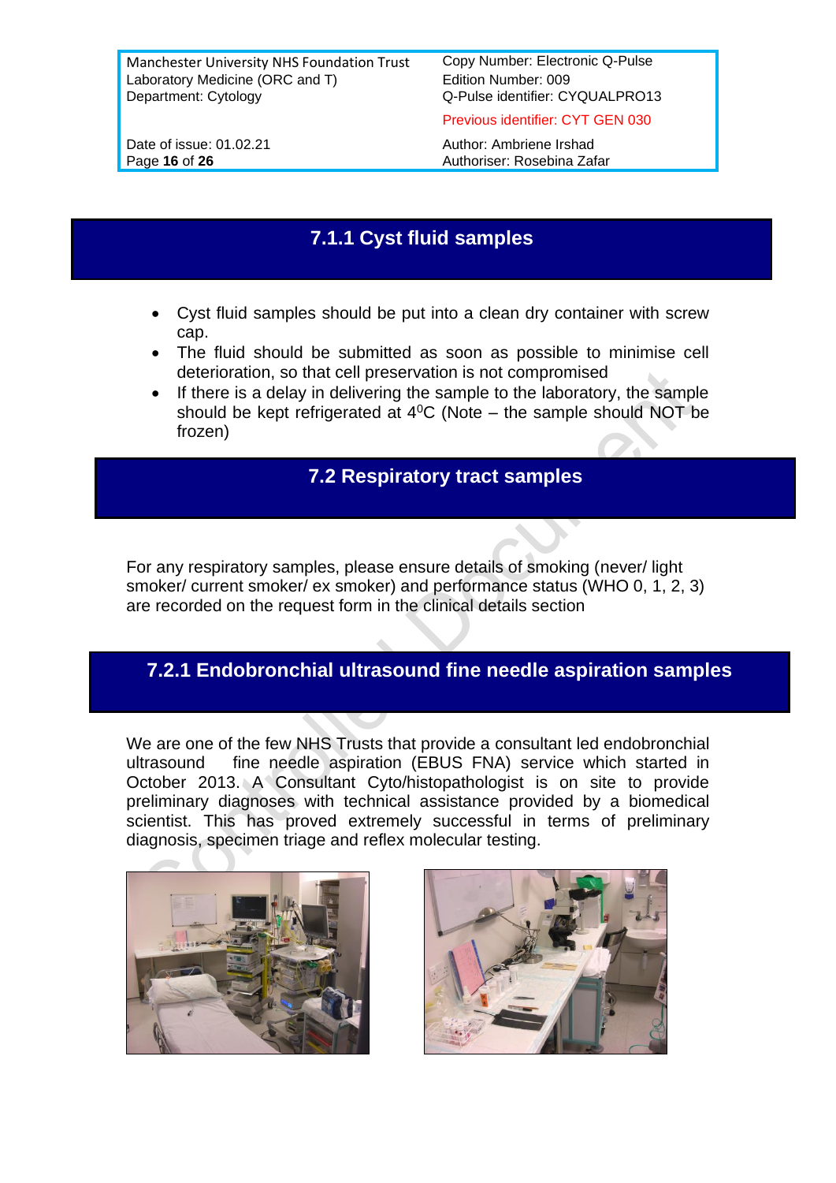### 7.1.1 Cyst fluid samples

- Cyst fluid samples should be put into a clean dry container with screw cap.
- The fluid should be submitted as soon as possible to minimise cell deterioration, so that cell preservation is not compromised
- If there is a delay in delivering the sample to the laboratory, the sample should be kept refrigerated at $4^0$C (Note – the sample should NOT be frozen)

## 7.2 Respiratory tract samples

For any respiratory samples, please ensure details of smoking (never/ light smoker/ current smoker/ ex smoker) and performance status (WHO 0, 1, 2, 3) are recorded on the request form in the clinical details section

### 7.2.1 Endobronchial ultrasound fine needle aspiration samples

We are one of the few NHS Trusts that provide a consultant led endobronchial ultrasound fine needle aspiration (EBUS FNA) service which started in October 2013. A Consultant Cyto/histopathologist is on site to provide preliminary diagnoses with technical assistance provided by a biomedical scientist. This has proved extremely successful in terms of preliminary diagnosis, specimen triage and reflex molecular testing.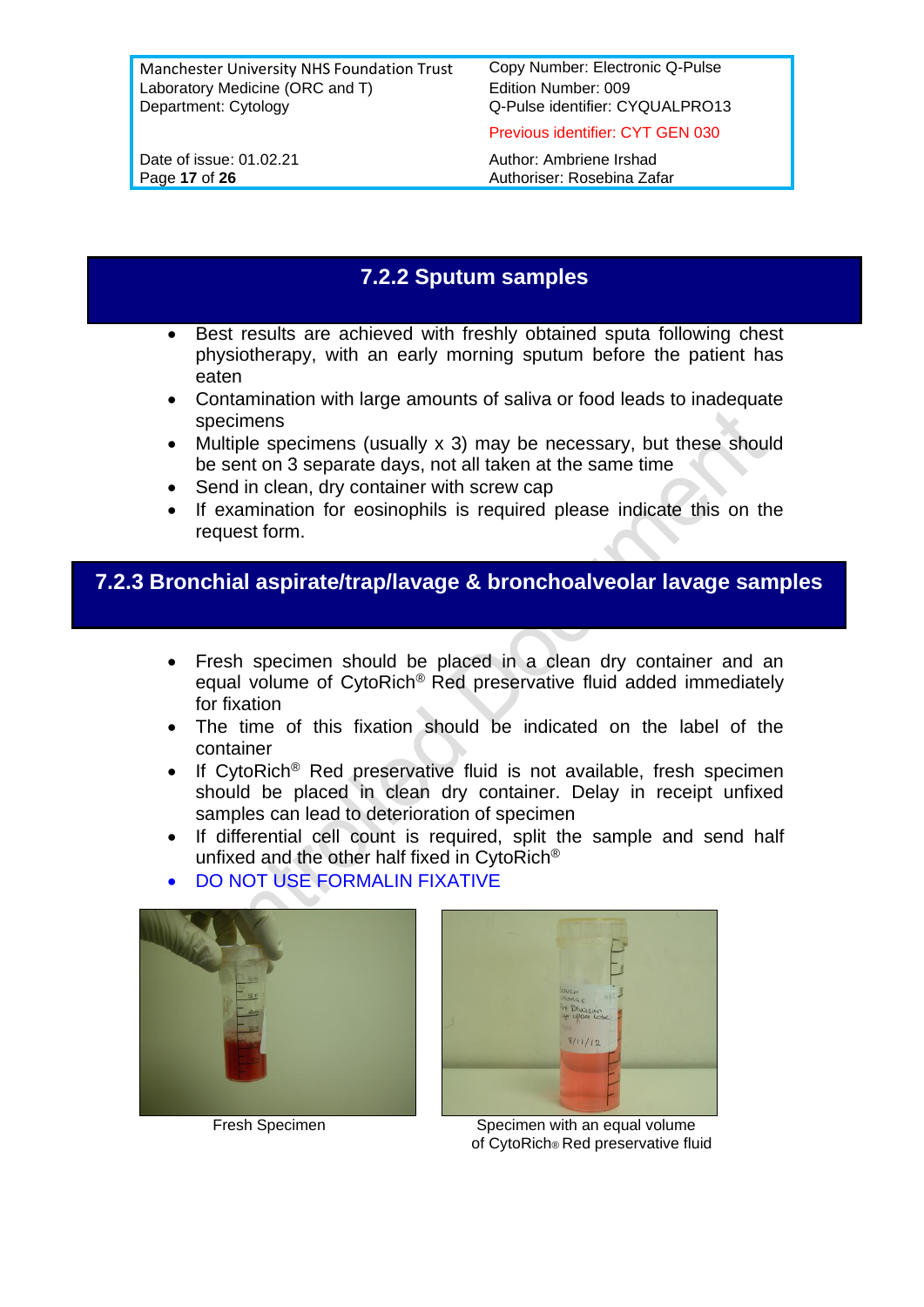## 7.2.2 Sputum samples

- Best results are achieved with freshly obtained sputa following chest physiotherapy, with an early morning sputum before the patient has eaten
- Contamination with large amounts of saliva or food leads to inadequate specimens
- Multiple specimens (usually x 3) may be necessary, but these should be sent on 3 separate days, not all taken at the same time
- Send in clean, dry container with screw cap
- If examination for eosinophils is required please indicate this on the request form.

## 7.2.3 Bronchial aspirate/trap/lavage & bronchoalveolar lavage samples

- Fresh specimen should be placed in a clean dry container and an equal volume of CytoRich® Red preservative fluid added immediately for fixation
- The time of this fixation should be indicated on the label of the container
- If CytoRich® Red preservative fluid is not available, fresh specimen should be placed in clean dry container. Delay in receipt unfixed samples can lead to deterioration of specimen
- If differential cell count is required, split the sample and send half unfixed and the other half fixed in CytoRich®
- DO NOT USE FORMALIN FIXATIVE

Fresh Specimen

Specimen with an equal volume of CytoRich® Red preservative fluid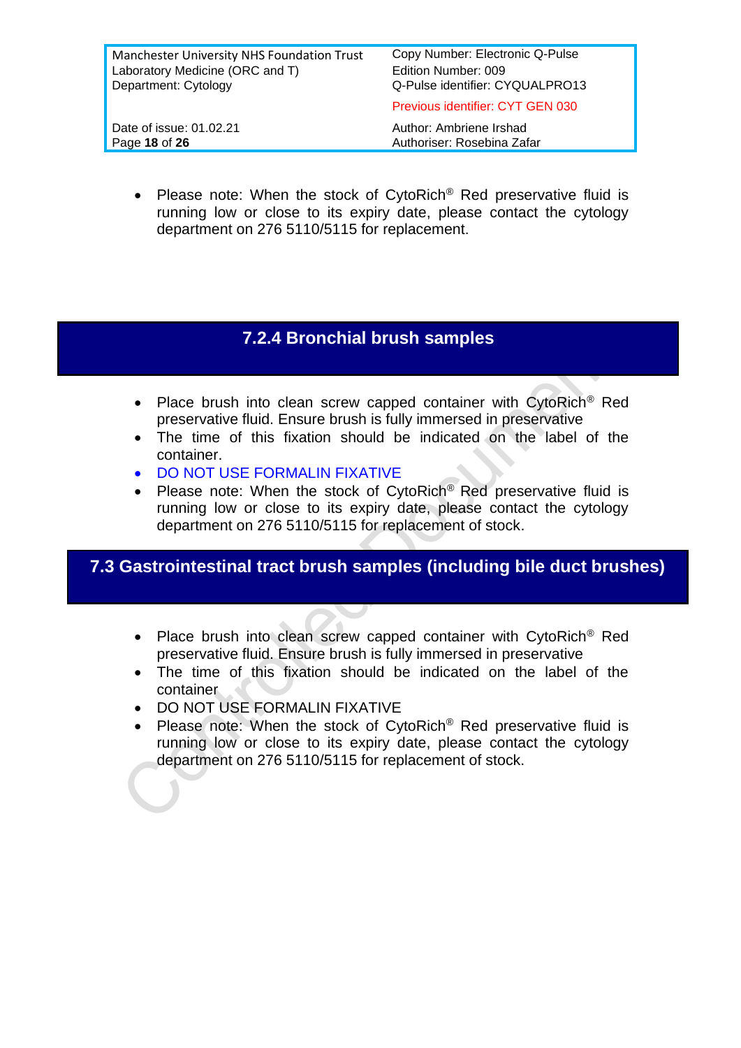- Please note: When the stock of CytoRich® Red preservative fluid is running low or close to its expiry date, please contact the cytology department on 276 5110/5115 for replacement.

### 7.2.4 Bronchial brush samples

- Place brush into clean screw capped container with CytoRich® Red preservative fluid. Ensure brush is fully immersed in preservative
- The time of this fixation should be indicated on the label of the container.
- DO NOT USE FORMALIN FIXATIVE
- Please note: When the stock of CytoRich® Red preservative fluid is running low or close to its expiry date, please contact the cytology department on 276 5110/5115 for replacement of stock.

## 7.3 Gastrointestinal tract brush samples (including bile duct brushes)

- Place brush into clean screw capped container with CytoRich® Red preservative fluid. Ensure brush is fully immersed in preservative
- The time of this fixation should be indicated on the label of the container
- DO NOT USE FORMALIN FIXATIVE
- Please note: When the stock of CytoRich® Red preservative fluid is running low or close to its expiry date, please contact the cytology department on 276 5110/5115 for replacement of stock.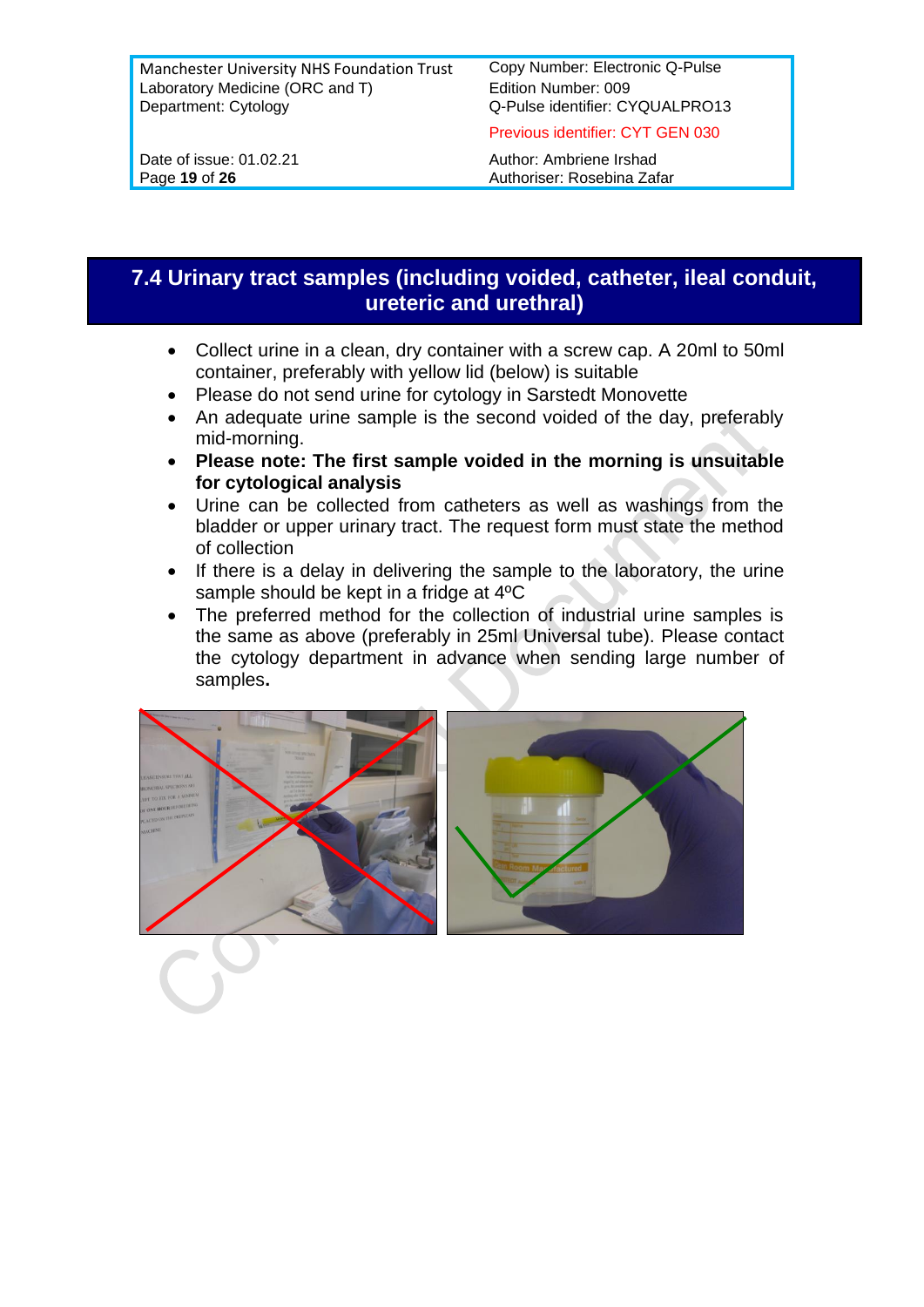## 7.4 Urinary tract samples (including voided, catheter, ileal conduit, ureteric and urethral)

- Collect urine in a clean, dry container with a screw cap. A 20ml to 50ml container, preferably with yellow lid (below) is suitable
- Please do not send urine for cytology in Sarstedt Monovette
- An adequate urine sample is the second voided of the day, preferably mid-morning.
- **Please note: The first sample voided in the morning is unsuitable for cytological analysis**
- Urine can be collected from catheters as well as washings from the bladder or upper urinary tract. The request form must state the method of collection
- If there is a delay in delivering the sample to the laboratory, the urine sample should be kept in a fridge at 4ºC
- The preferred method for the collection of industrial urine samples is the same as above (preferably in 25ml Universal tube). Please contact the cytology department in advance when sending large number of samples**.**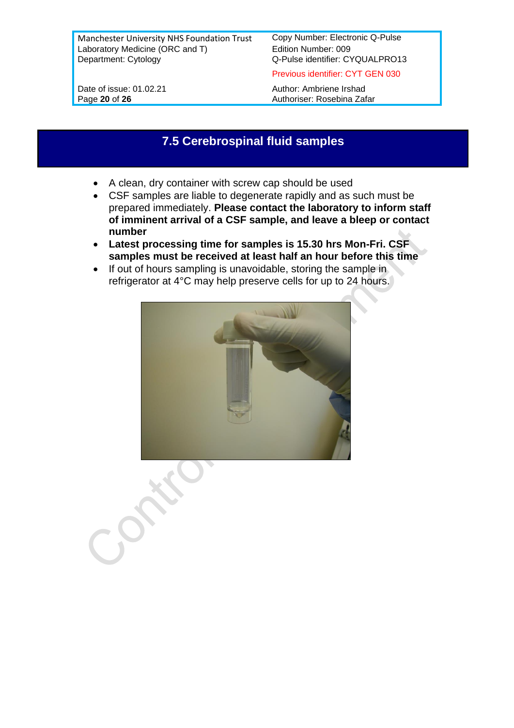## 7.5 Cerebrospinal fluid samples

- A clean, dry container with screw cap should be used
- CSF samples are liable to degenerate rapidly and as such must be prepared immediately. **Please contact the laboratory to inform staff of imminent arrival of a CSF sample, and leave a bleep or contact number**
- **Latest processing time for samples is 15.30 hrs Mon-Fri. CSF samples must be received at least half an hour before this time**
- If out of hours sampling is unavoidable, storing the sample in refrigerator at 4°C may help preserve cells for up to 24 hours.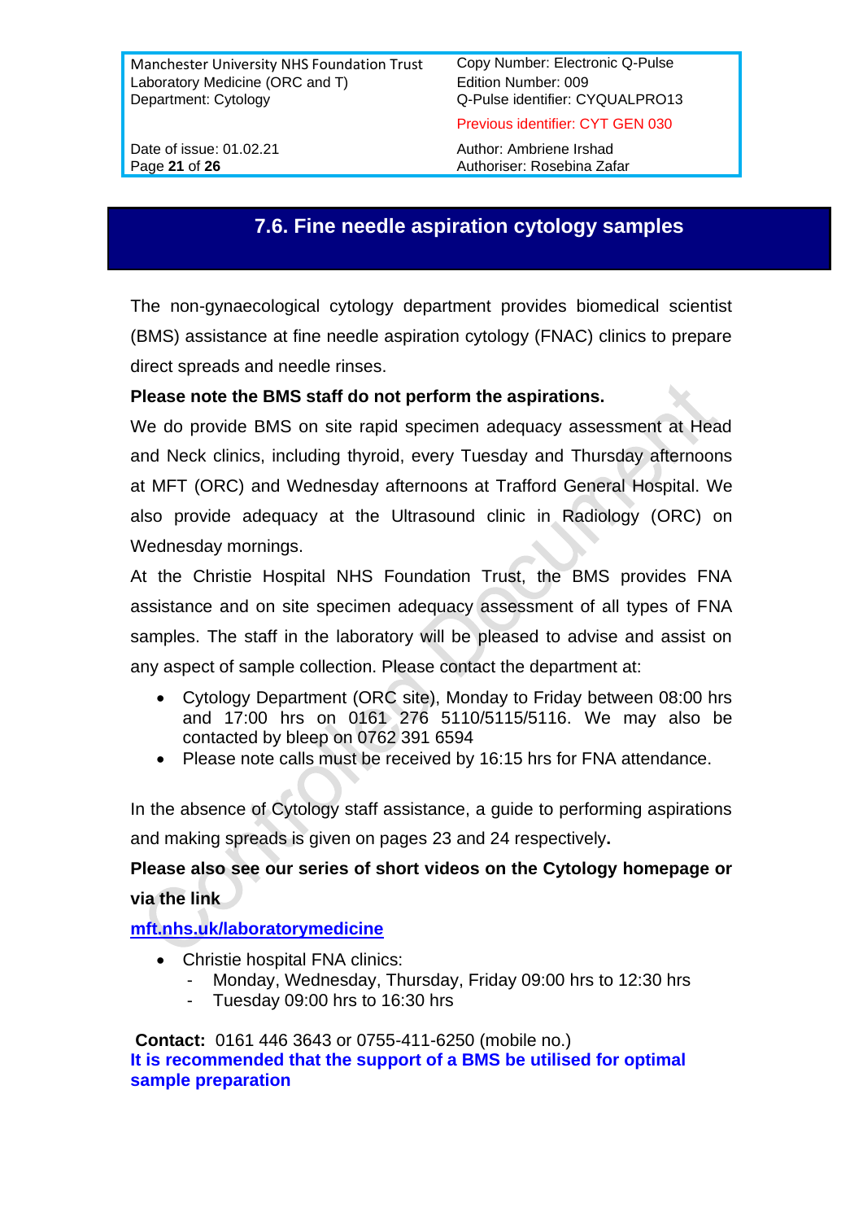## 7.6. Fine needle aspiration cytology samples

The non-gynaecological cytology department provides biomedical scientist (BMS) assistance at fine needle aspiration cytology (FNAC) clinics to prepare direct spreads and needle rinses.

**Please note the BMS staff do not perform the aspirations.**

We do provide BMS on site rapid specimen adequacy assessment at Head and Neck clinics, including thyroid, every Tuesday and Thursday afternoons at MFT (ORC) and Wednesday afternoons at Trafford General Hospital. We also provide adequacy at the Ultrasound clinic in Radiology (ORC) on Wednesday mornings.

At the Christie Hospital NHS Foundation Trust, the BMS provides FNA assistance and on site specimen adequacy assessment of all types of FNA samples. The staff in the laboratory will be pleased to advise and assist on any aspect of sample collection. Please contact the department at:

- Cytology Department (ORC site), Monday to Friday between 08:00 hrs and 17:00 hrs on 0161 276 5110/5115/5116. We may also be contacted by bleep on 0762 391 6594
- Please note calls must be received by 16:15 hrs for FNA attendance.

In the absence of Cytology staff assistance, a guide to performing aspirations and making spreads is given on pages 23 and 24 respectively**.**

**Please also see our series of short videos on the Cytology homepage or via the link**

**mft.nhs.uk/laboratorymedicine**

- Christie hospital FNA clinics:
  - Monday, Wednesday, Thursday, Friday 09:00 hrs to 12:30 hrs
  - Tuesday 09:00 hrs to 16:30 hrs

**Contact:** 0161 446 3643 or 0755-411-6250 (mobile no.)

**It is recommended that the support of a BMS be utilised for optimal sample preparation**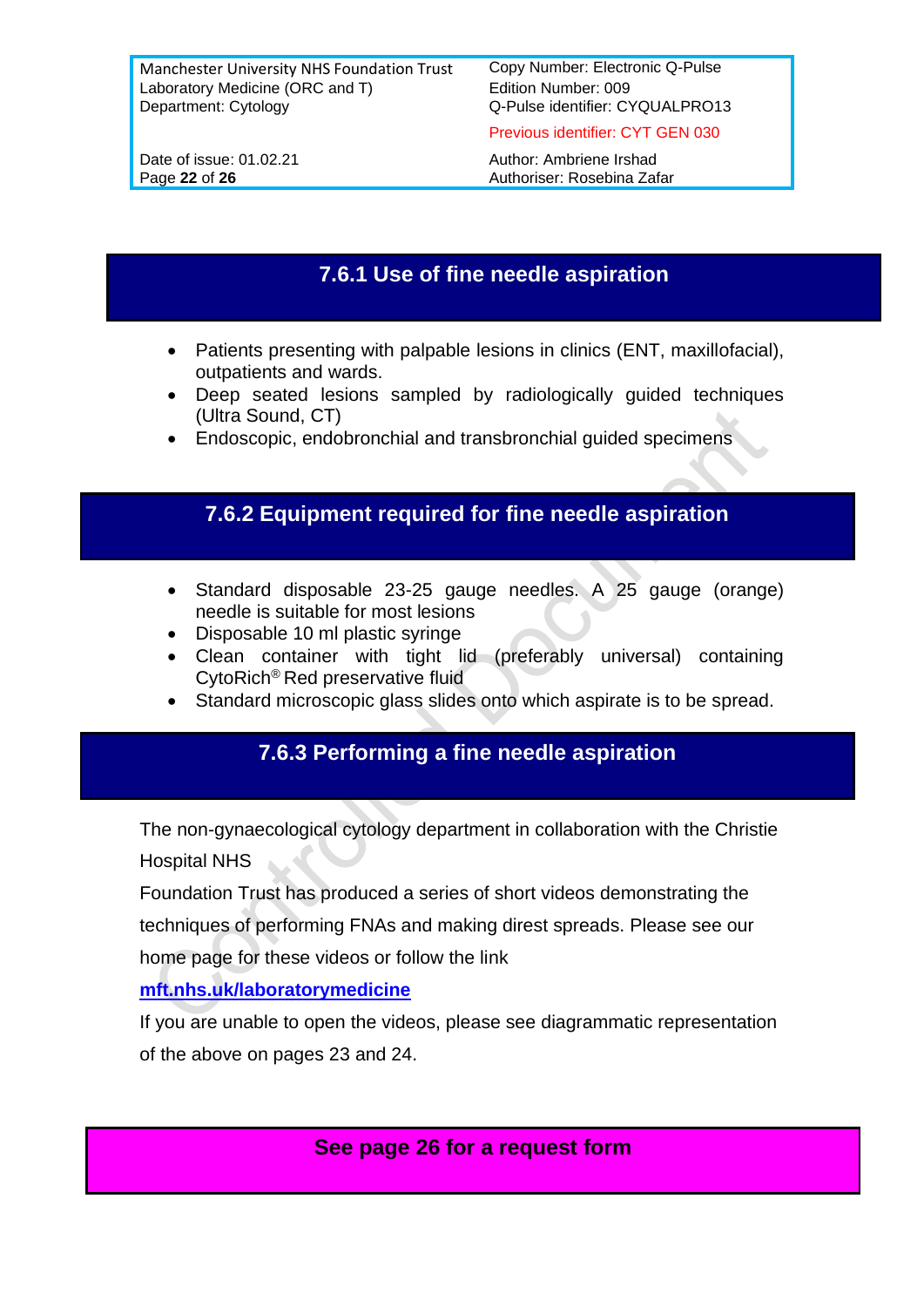## 7.6.1 Use of fine needle aspiration

- Patients presenting with palpable lesions in clinics (ENT, maxillofacial), outpatients and wards.
- Deep seated lesions sampled by radiologically guided techniques (Ultra Sound, CT)
- Endoscopic, endobronchial and transbronchial guided specimens

## 7.6.2 Equipment required for fine needle aspiration

- Standard disposable 23-25 gauge needles. A 25 gauge (orange) needle is suitable for most lesions
- Disposable 10 ml plastic syringe
- Clean container with tight lid (preferably universal) containing CytoRich® Red preservative fluid
- Standard microscopic glass slides onto which aspirate is to be spread.

## 7.6.3 Performing a fine needle aspiration

The non-gynaecological cytology department in collaboration with the Christie Hospital NHS

Foundation Trust has produced a series of short videos demonstrating the techniques of performing FNAs and making direst spreads. Please see our home page for these videos or follow the link

**mft.nhs.uk/laboratorymedicine**

If you are unable to open the videos, please see diagrammatic representation of the above on pages 23 and 24.

**See page 26 for a request form**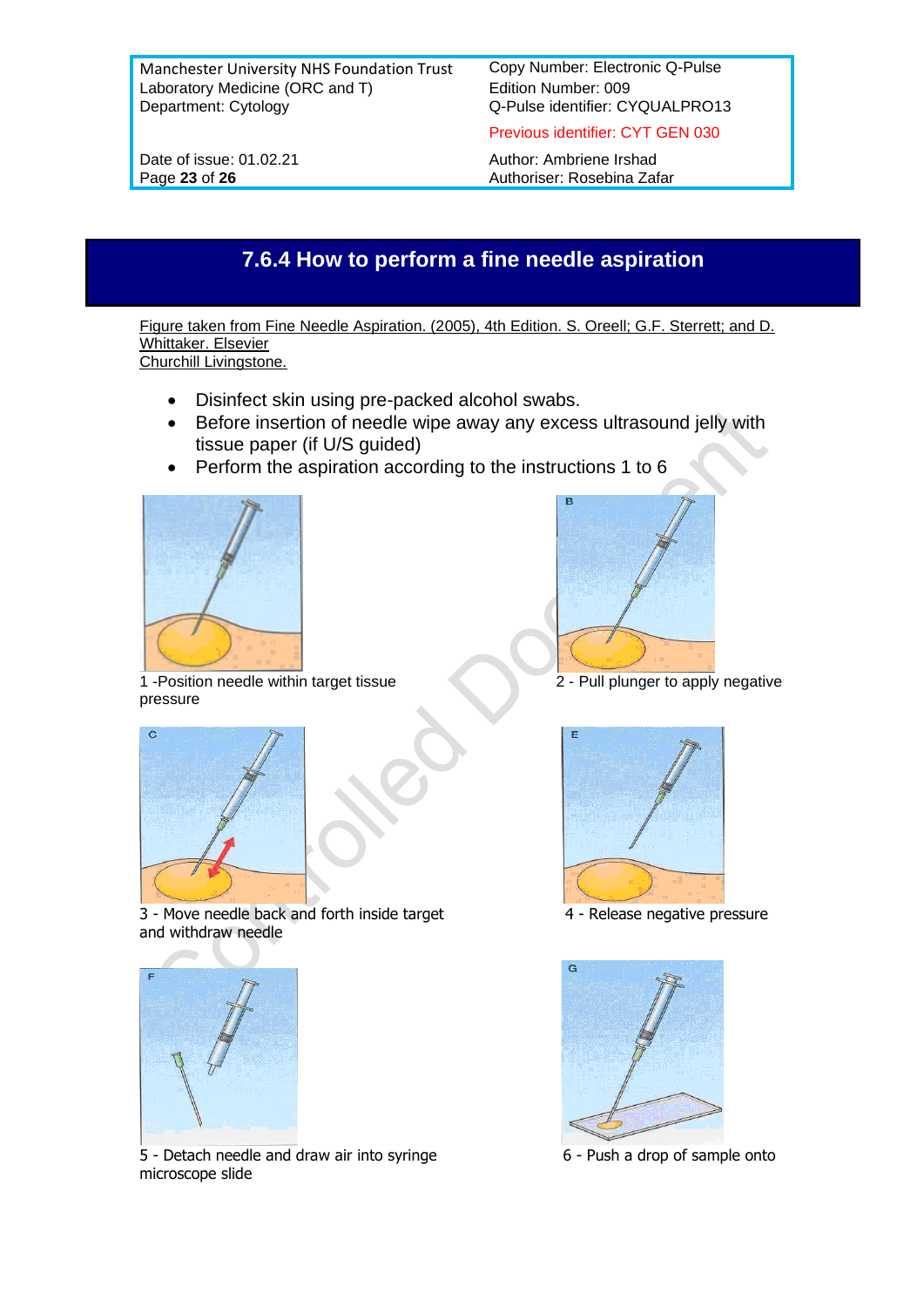## 7.6.4 How to perform a fine needle aspiration

Figure taken from Fine Needle Aspiration. (2005), 4th Edition. S. Oreell; G.F. Sterrett; and D. Whittaker. Elsevier Churchill Livingstone.

- Disinfect skin using pre-packed alcohol swabs.
- Before insertion of needle wipe away any excess ultrasound jelly with tissue paper (if U/S guided)
- Perform the aspiration according to the instructions 1 to 6

1 -Position needle within target tissue

2 - Pull plunger to apply negative pressure

3 - Move needle back and forth inside target and withdraw needle

4 - Release negative pressure

5 - Detach needle and draw air into syringe

6 - Push a drop of sample onto microscope slide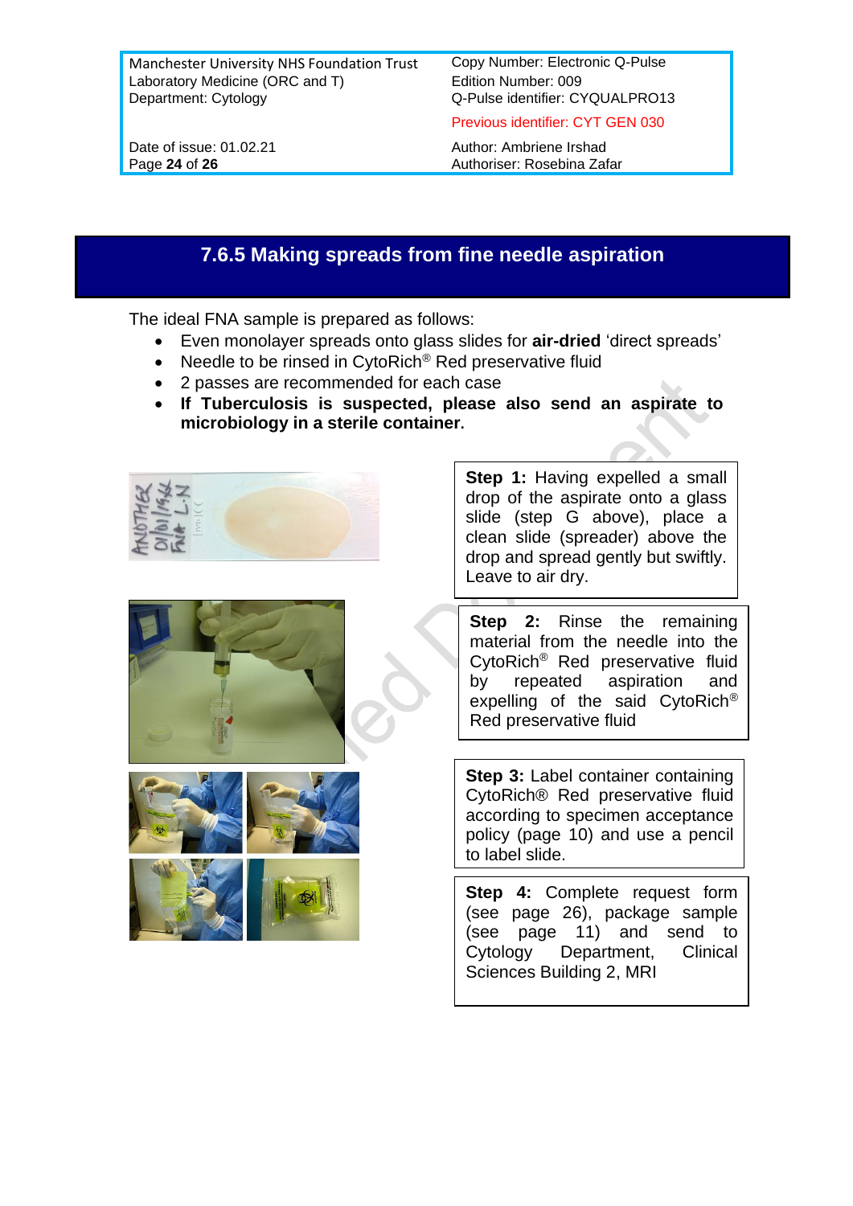## 7.6.5 Making spreads from fine needle aspiration

The ideal FNA sample is prepared as follows:

- Even monolayer spreads onto glass slides for **air-dried** 'direct spreads'
- Needle to be rinsed in CytoRich® Red preservative fluid
- 2 passes are recommended for each case
- **If Tuberculosis is suspected, please also send an aspirate to microbiology in a sterile container.**

**Step 1:** Having expelled a small drop of the aspirate onto a glass slide (step G above), place a clean slide (spreader) above the drop and spread gently but swiftly. Leave to air dry.

**Step 2:** Rinse the remaining material from the needle into the CytoRich® Red preservative fluid by repeated aspiration and expelling of the said CytoRich® Red preservative fluid

**Step 3:** Label container containing CytoRich® Red preservative fluid according to specimen acceptance policy (page 10) and use a pencil to label slide.

**Step 4:** Complete request form (see page 26), package sample (see page 11) and send to Cytology Department, Clinical Sciences Building 2, MRI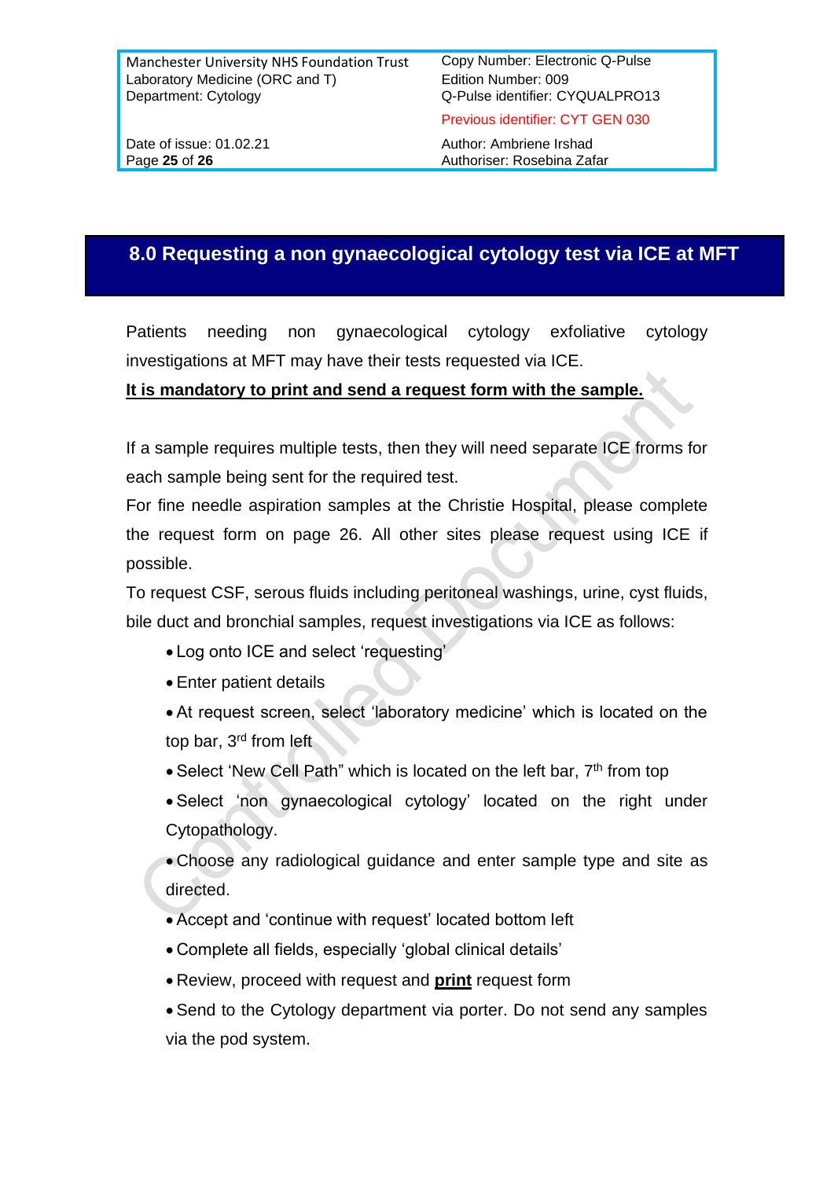# 8.0 Requesting a non gynaecological cytology test via ICE at MFT

Patients needing non gynaecological cytology exfoliative cytology investigations at MFT may have their tests requested via ICE.

**It is mandatory to print and send a request form with the sample.**

If a sample requires multiple tests, then they will need separate ICE frorms for each sample being sent for the required test.

For fine needle aspiration samples at the Christie Hospital, please complete the request form on page 26. All other sites please request using ICE if possible.

To request CSF, serous fluids including peritoneal washings, urine, cyst fluids, bile duct and bronchial samples, request investigations via ICE as follows:

- Log onto ICE and select 'requesting'
- Enter patient details
- At request screen, select 'laboratory medicine' which is located on the top bar, 3rd from left
- Select 'New Cell Path" which is located on the left bar, 7th from top
- Select 'non gynaecological cytology' located on the right under Cytopathology.
- Choose any radiological guidance and enter sample type and site as directed.
- Accept and 'continue with request' located bottom left
- Complete all fields, especially 'global clinical details'
- Review, proceed with request and **print** request form
- Send to the Cytology department via porter. Do not send any samples via the pod system.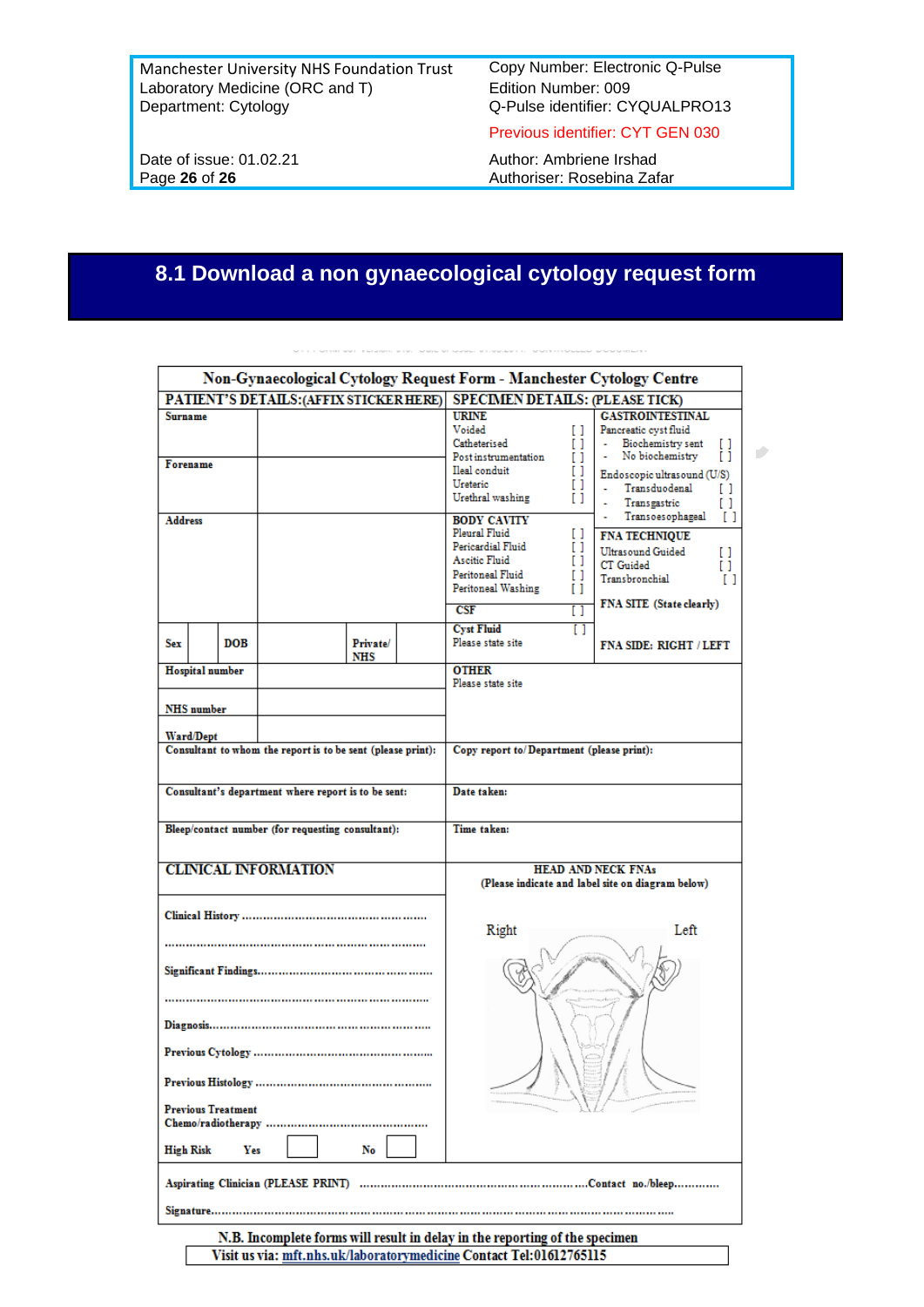## 8.1 Download a non gynaecological cytology request form

**Non-Gynaecological Cytology Request Form - Manchester Cytology Centre**

| PATIENT'S DETAILS: (AFFIX STICKER HERE) | | SPECIMEN DETAILS: (PLEASE TICK) | |
|---|---|---|---|
| Surname | | **URINE**<br>Voided [ ]<br>Catheterised [ ]<br>Post instrumentation [ ]<br>Ileal conduit [ ]<br>Ureteric [ ]<br>Urethral washing [ ] | **GASTROINTESTINAL**<br>Pancreatic cyst fluid<br>- Biochemistry sent [ ]<br>- No biochemistry [ ]<br>Endoscopic ultrasound (U/S)<br>- Transduodenal [ ]<br>- Transgastric [ ]<br>- Transoesophageal [ ] |
| Forename | | | |
| Address | | **BODY CAVITY**<br>Pleural Fluid [ ]<br>Pericardial Fluid [ ]<br>Ascitic Fluid [ ]<br>Peritoneal Fluid [ ]<br>Peritoneal Washing [ ]<br>**CSF** [ ] | **FNA TECHNIQUE**<br>Ultrasound Guided [ ]<br>CT Guided [ ]<br>Transbronchial [ ]<br>**FNA SITE** (State clearly) |
| Sex / DOB | Private/ NHS | **Cyst Fluid** [ ]<br>Please state site | **FNA SIDE: RIGHT / LEFT** |
| Hospital number | | **OTHER**<br>Please state site | |
| NHS number | | | |
| Ward/Dept | | | |
| Consultant to whom the report is to be sent (please print): | | Copy report to/ Department (please print): | |
| Consultant's department where report is to be sent: | | Date taken: | |
| Bleep/contact number (for requesting consultant): | | Time taken: | |

**CLINICAL INFORMATION**

Clinical History ..................................................................

..................................................................

Significant Findings..................................................................

..................................................................

Diagnosis..................................................................

Previous Cytology ..................................................................

Previous Histology ..................................................................

Previous Treatment
Chemo/radiotherapy ..................................................................

High Risk Yes [ ] No [ ]

**HEAD AND NECK FNAs**
(Please indicate and label site on diagram below)

Right Left

Aspirating Clinician (PLEASE PRINT) ..................................................................Contact no./bleep............

Signature..................................................................

N.B. Incomplete forms will result in delay in the reporting of the specimen

Visit us via: mft.nhs.uk/laboratorymedicine Contact Tel:01612765115